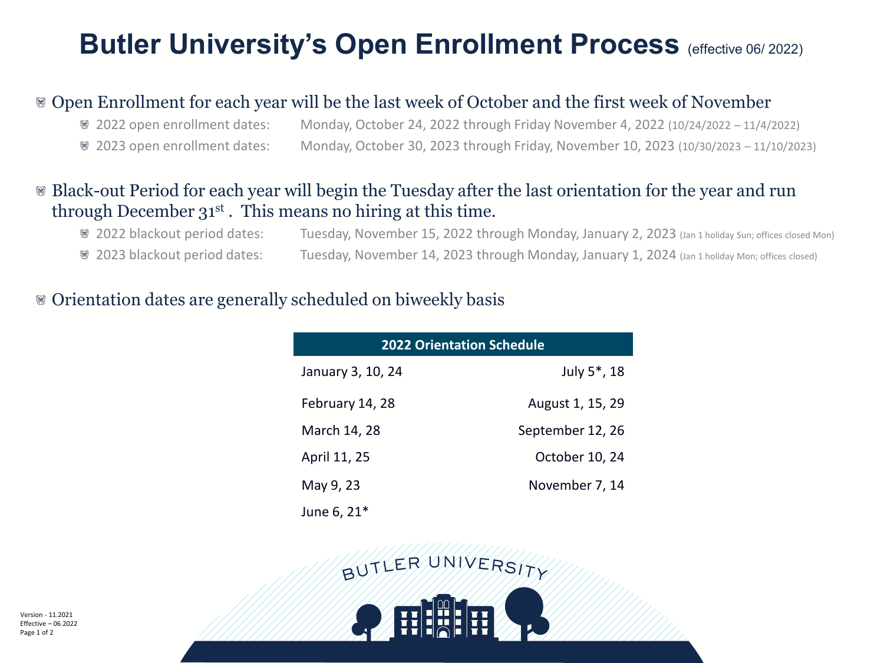# Butler University's Open Enrollment Process (effective 06/ 2022)

- Open Enrollment for each year will be the last week of October and the first week of November
  - 2022 open enrollment dates: Monday, October 24, 2022 through Friday November 4, 2022 (10/24/2022 – 11/4/2022)
  - 2023 open enrollment dates: Monday, October 30, 2023 through Friday, November 10, 2023 (10/30/2023 – 11/10/2023)

- Black-out Period for each year will begin the Tuesday after the last orientation for the year and run through December 31st . This means no hiring at this time.
  - 2022 blackout period dates: Tuesday, November 15, 2022 through Monday, January 2, 2023 (Jan 1 holiday Sun; offices closed Mon)
  - 2023 blackout period dates: Tuesday, November 14, 2023 through Monday, January 1, 2024 (Jan 1 holiday Mon; offices closed)

- Orientation dates are generally scheduled on biweekly basis

| 2022 Orientation Schedule | |
|---|---|
| January 3, 10, 24 | July 5*, 18 |
| February 14, 28 | August 1, 15, 29 |
| March 14, 28 | September 12, 26 |
| April 11, 25 | October 10, 24 |
| May 9, 23 | November 7, 14 |
| June 6, 21* | |

BUTLER UNIVERSITY

Version - 11.2021
Effective – 06.2022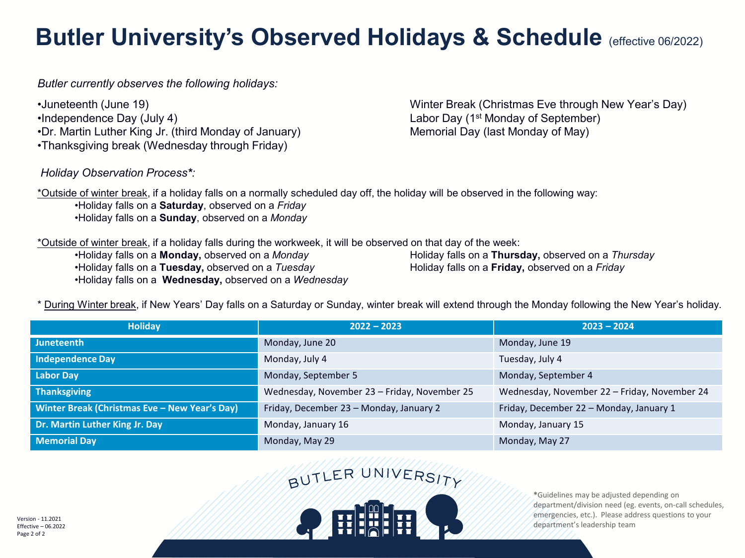# Butler University's Observed Holidays & Schedule (effective 06/2022)

*Butler currently observes the following holidays:*

•Juneteenth (June 19)
•Independence Day (July 4)
•Dr. Martin Luther King Jr. (third Monday of January)
•Thanksgiving break (Wednesday through Friday)
Winter Break (Christmas Eve through New Year's Day)
Labor Day (1st Monday of September)
Memorial Day (last Monday of May)

*Holiday Observation Process*:*

*Outside of winter break, if a holiday falls on a normally scheduled day off, the holiday will be observed in the following way:

- •Holiday falls on a **Saturday**, observed on a *Friday*
- •Holiday falls on a **Sunday**, observed on a *Monday*

*Outside of winter break, if a holiday falls during the workweek, it will be observed on that day of the week:

- •Holiday falls on a **Monday,** observed on a *Monday*
- •Holiday falls on a **Tuesday,** observed on a *Tuesday*
- •Holiday falls on a **Wednesday,** observed on a *Wednesday*
- Holiday falls on a **Thursday,** observed on a *Thursday*
- Holiday falls on a **Friday,** observed on a *Friday*

* During Winter break, if New Years' Day falls on a Saturday or Sunday, winter break will extend through the Monday following the New Year's holiday.

| Holiday | 2022 – 2023 | 2023 – 2024 |
|---|---|---|
| **Juneteenth** | Monday, June 20 | Monday, June 19 |
| **Independence Day** | Monday, July 4 | Tuesday, July 4 |
| **Labor Day** | Monday, September 5 | Monday, September 4 |
| **Thanksgiving** | Wednesday, November 23 – Friday, November 25 | Wednesday, November 22 – Friday, November 24 |
| **Winter Break (Christmas Eve – New Year's Day)** | Friday, December 23 – Monday, January 2 | Friday, December 22 – Monday, January 1 |
| **Dr. Martin Luther King Jr. Day** | Monday, January 16 | Monday, January 15 |
| **Memorial Day** | Monday, May 29 | Monday, May 27 |

BUTLER UNIVERSITY

*Guidelines may be adjusted depending on department/division need (eg. events, on-call schedules, emergencies, etc.). Please address questions to your department's leadership team

Version - 11.2021
Effective – 06.2022